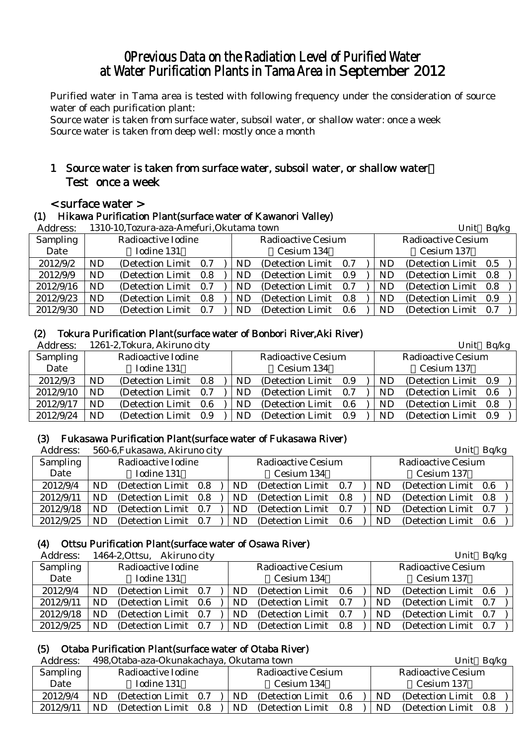# 0Previous Data on the Radiation Level of Purified Water at Water Purification Plants in Tama Area in September 2012

Purified water in Tama area is tested with following frequency under the consideration of source water of each purification plant:
Source water is taken from surface water, subsoil water, or shallow water: once a week
Source water is taken from deep well: mostly once a month

## 1 Source water is taken from surface water, subsoil water, or shallow water Test once a week

### < surface water >

#### (1) Hikawa Purification Plant(surface water of Kawanori Valley)

Address: 1310-10,Tozura-aza-Amefuri,Okutama town Unit Bq/kg

| Sampling Date | Radioactive Iodine (Iodine 131) | Radioactive Cesium (Cesium 134) | Radioactive Cesium (Cesium 137) |
|---|---|---|---|
| 2012/9/2 | ND (Detection Limit 0.7 ) | ND (Detection Limit 0.7 ) | ND (Detection Limit 0.5 ) |
| 2012/9/9 | ND (Detection Limit 0.8 ) | ND (Detection Limit 0.9 ) | ND (Detection Limit 0.8 ) |
| 2012/9/16 | ND (Detection Limit 0.7 ) | ND (Detection Limit 0.7 ) | ND (Detection Limit 0.8 ) |
| 2012/9/23 | ND (Detection Limit 0.8 ) | ND (Detection Limit 0.8 ) | ND (Detection Limit 0.9 ) |
| 2012/9/30 | ND (Detection Limit 0.7 ) | ND (Detection Limit 0.6 ) | ND (Detection Limit 0.7 ) |

#### (2) Tokura Purification Plant(surface water of Bonbori River,Aki River)

Address: 1261-2,Tokura, Akiruno city Unit Bq/kg

| Sampling Date | Radioactive Iodine (Iodine 131) | Radioactive Cesium (Cesium 134) | Radioactive Cesium (Cesium 137) |
|---|---|---|---|
| 2012/9/3 | ND (Detection Limit 0.8 ) | ND (Detection Limit 0.9 ) | ND (Detection Limit 0.9 ) |
| 2012/9/10 | ND (Detection Limit 0.7 ) | ND (Detection Limit 0.7 ) | ND (Detection Limit 0.6 ) |
| 2012/9/17 | ND (Detection Limit 0.6 ) | ND (Detection Limit 0.6 ) | ND (Detection Limit 0.8 ) |
| 2012/9/24 | ND (Detection Limit 0.9 ) | ND (Detection Limit 0.9 ) | ND (Detection Limit 0.9 ) |

#### (3) Fukasawa Purification Plant(surface water of Fukasawa River)

Address: 560-6,Fukasawa, Akiruno city Unit Bq/kg

| Sampling Date | Radioactive Iodine (Iodine 131) | Radioactive Cesium (Cesium 134) | Radioactive Cesium (Cesium 137) |
|---|---|---|---|
| 2012/9/4 | ND (Detection Limit 0.8 ) | ND (Detection Limit 0.7 ) | ND (Detection Limit 0.6 ) |
| 2012/9/11 | ND (Detection Limit 0.8 ) | ND (Detection Limit 0.8 ) | ND (Detection Limit 0.8 ) |
| 2012/9/18 | ND (Detection Limit 0.7 ) | ND (Detection Limit 0.7 ) | ND (Detection Limit 0.7 ) |
| 2012/9/25 | ND (Detection Limit 0.7 ) | ND (Detection Limit 0.6 ) | ND (Detection Limit 0.6 ) |

#### (4) Ottsu Purification Plant(surface water of Osawa River)

Address: 1464-2,Ottsu, Akiruno city Unit Bq/kg

| Sampling Date | Radioactive Iodine (Iodine 131) | Radioactive Cesium (Cesium 134) | Radioactive Cesium (Cesium 137) |
|---|---|---|---|
| 2012/9/4 | ND (Detection Limit 0.7 ) | ND (Detection Limit 0.6 ) | ND (Detection Limit 0.6 ) |
| 2012/9/11 | ND (Detection Limit 0.6 ) | ND (Detection Limit 0.7 ) | ND (Detection Limit 0.7 ) |
| 2012/9/18 | ND (Detection Limit 0.7 ) | ND (Detection Limit 0.7 ) | ND (Detection Limit 0.7 ) |
| 2012/9/25 | ND (Detection Limit 0.7 ) | ND (Detection Limit 0.8 ) | ND (Detection Limit 0.7 ) |

#### (5) Otaba Purification Plant(surface water of Otaba River)

Address: 498,Otaba-aza-Okunakachaya, Okutama town Unit Bq/kg

| Sampling Date | Radioactive Iodine (Iodine 131) | Radioactive Cesium (Cesium 134) | Radioactive Cesium (Cesium 137) |
|---|---|---|---|
| 2012/9/4 | ND (Detection Limit 0.7 ) | ND (Detection Limit 0.6 ) | ND (Detection Limit 0.8 ) |
| 2012/9/11 | ND (Detection Limit 0.8 ) | ND (Detection Limit 0.8 ) | ND (Detection Limit 0.8 ) |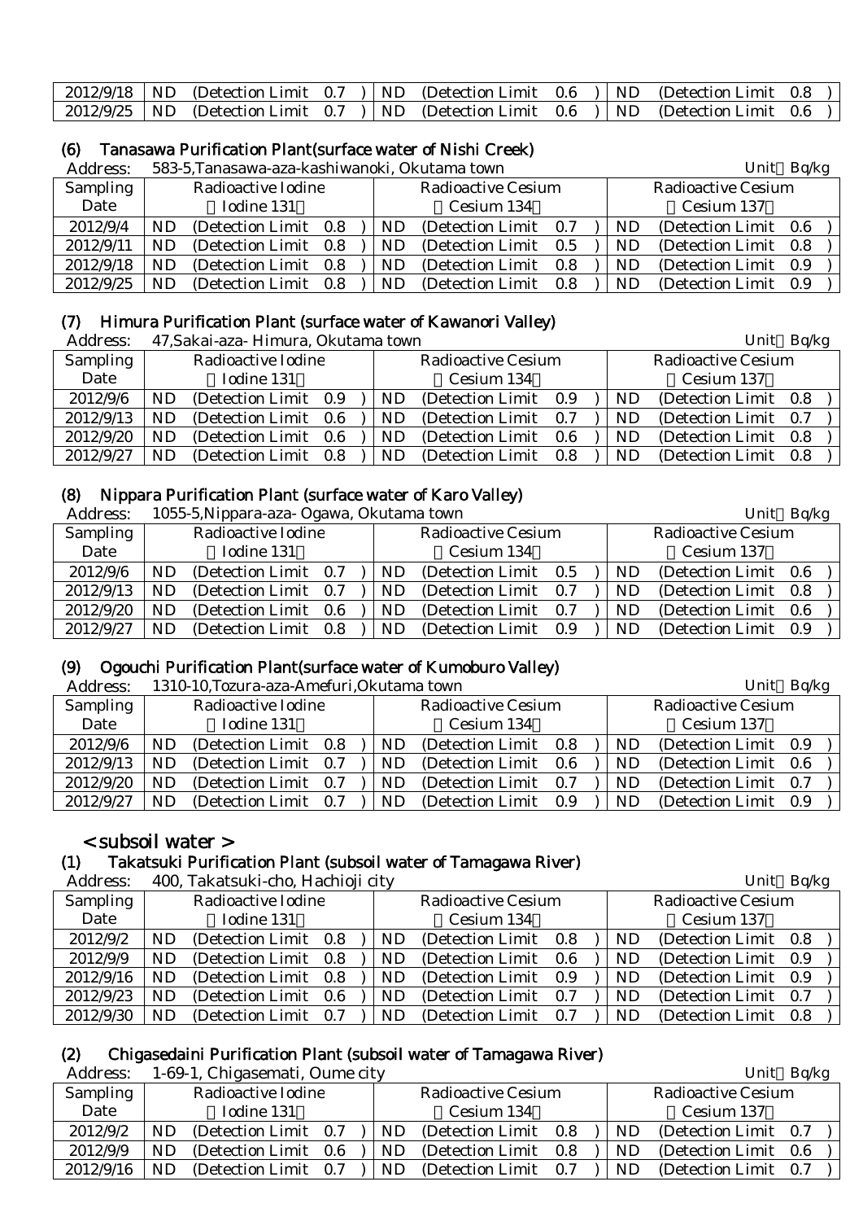| 2012/9/18 | ND | (Detection Limit 0.7 ) | ND | (Detection Limit 0.6 ) | ND | (Detection Limit 0.8 ) |
|---|---|---|---|---|---|---|
| 2012/9/25 | ND | (Detection Limit 0.7 ) | ND | (Detection Limit 0.6 ) | ND | (Detection Limit 0.6 ) |

### (6) Tanasawa Purification Plant(surface water of Nishi Creek)

Address: 583-5,Tanasawa-aza-kashiwanoki, Okutama town Unit Bq/kg

| Sampling Date | Radioactive Iodine (Iodine 131) | | Radioactive Cesium (Cesium 134) | | Radioactive Cesium (Cesium 137) | |
|---|---|---|---|---|---|---|
| 2012/9/4 | ND | (Detection Limit 0.8 ) | ND | (Detection Limit 0.7 ) | ND | (Detection Limit 0.6 ) |
| 2012/9/11 | ND | (Detection Limit 0.8 ) | ND | (Detection Limit 0.5 ) | ND | (Detection Limit 0.8 ) |
| 2012/9/18 | ND | (Detection Limit 0.8 ) | ND | (Detection Limit 0.8 ) | ND | (Detection Limit 0.9 ) |
| 2012/9/25 | ND | (Detection Limit 0.8 ) | ND | (Detection Limit 0.8 ) | ND | (Detection Limit 0.9 ) |

### (7) Himura Purification Plant (surface water of Kawanori Valley)

Address: 47,Sakai-aza- Himura, Okutama town Unit Bq/kg

| Sampling Date | Radioactive Iodine (Iodine 131) | | Radioactive Cesium (Cesium 134) | | Radioactive Cesium (Cesium 137) | |
|---|---|---|---|---|---|---|
| 2012/9/6 | ND | (Detection Limit 0.9 ) | ND | (Detection Limit 0.9 ) | ND | (Detection Limit 0.8 ) |
| 2012/9/13 | ND | (Detection Limit 0.6 ) | ND | (Detection Limit 0.7 ) | ND | (Detection Limit 0.7 ) |
| 2012/9/20 | ND | (Detection Limit 0.6 ) | ND | (Detection Limit 0.6 ) | ND | (Detection Limit 0.8 ) |
| 2012/9/27 | ND | (Detection Limit 0.8 ) | ND | (Detection Limit 0.8 ) | ND | (Detection Limit 0.8 ) |

### (8) Nippara Purification Plant (surface water of Karo Valley)

Address: 1055-5,Nippara-aza- Ogawa, Okutama town Unit Bq/kg

| Sampling Date | Radioactive Iodine (Iodine 131) | | Radioactive Cesium (Cesium 134) | | Radioactive Cesium (Cesium 137) | |
|---|---|---|---|---|---|---|
| 2012/9/6 | ND | (Detection Limit 0.7 ) | ND | (Detection Limit 0.5 ) | ND | (Detection Limit 0.6 ) |
| 2012/9/13 | ND | (Detection Limit 0.7 ) | ND | (Detection Limit 0.7 ) | ND | (Detection Limit 0.8 ) |
| 2012/9/20 | ND | (Detection Limit 0.6 ) | ND | (Detection Limit 0.7 ) | ND | (Detection Limit 0.6 ) |
| 2012/9/27 | ND | (Detection Limit 0.8 ) | ND | (Detection Limit 0.9 ) | ND | (Detection Limit 0.9 ) |

### (9) Ogouchi Purification Plant(surface water of Kumoburo Valley)

Address: 1310-10,Tozura-aza-Amefuri,Okutama town Unit Bq/kg

| Sampling Date | Radioactive Iodine (Iodine 131) | | Radioactive Cesium (Cesium 134) | | Radioactive Cesium (Cesium 137) | |
|---|---|---|---|---|---|---|
| 2012/9/6 | ND | (Detection Limit 0.8 ) | ND | (Detection Limit 0.8 ) | ND | (Detection Limit 0.9 ) |
| 2012/9/13 | ND | (Detection Limit 0.7 ) | ND | (Detection Limit 0.6 ) | ND | (Detection Limit 0.6 ) |
| 2012/9/20 | ND | (Detection Limit 0.7 ) | ND | (Detection Limit 0.7 ) | ND | (Detection Limit 0.7 ) |
| 2012/9/27 | ND | (Detection Limit 0.7 ) | ND | (Detection Limit 0.9 ) | ND | (Detection Limit 0.9 ) |

## < subsoil water >

### (1) Takatsuki Purification Plant (subsoil water of Tamagawa River)

Address: 400, Takatsuki-cho, Hachioji city Unit Bq/kg

| Sampling Date | Radioactive Iodine (Iodine 131) | | Radioactive Cesium (Cesium 134) | | Radioactive Cesium (Cesium 137) | |
|---|---|---|---|---|---|---|
| 2012/9/2 | ND | (Detection Limit 0.8 ) | ND | (Detection Limit 0.8 ) | ND | (Detection Limit 0.8 ) |
| 2012/9/9 | ND | (Detection Limit 0.8 ) | ND | (Detection Limit 0.6 ) | ND | (Detection Limit 0.9 ) |
| 2012/9/16 | ND | (Detection Limit 0.8 ) | ND | (Detection Limit 0.9 ) | ND | (Detection Limit 0.9 ) |
| 2012/9/23 | ND | (Detection Limit 0.6 ) | ND | (Detection Limit 0.7 ) | ND | (Detection Limit 0.7 ) |
| 2012/9/30 | ND | (Detection Limit 0.7 ) | ND | (Detection Limit 0.7 ) | ND | (Detection Limit 0.8 ) |

### (2) Chigasedaini Purification Plant (subsoil water of Tamagawa River)

Address: 1-69-1, Chigasemati, Oume city Unit Bq/kg

| Sampling Date | Radioactive Iodine (Iodine 131) | | Radioactive Cesium (Cesium 134) | | Radioactive Cesium (Cesium 137) | |
|---|---|---|---|---|---|---|
| 2012/9/2 | ND | (Detection Limit 0.7 ) | ND | (Detection Limit 0.8 ) | ND | (Detection Limit 0.7 ) |
| 2012/9/9 | ND | (Detection Limit 0.6 ) | ND | (Detection Limit 0.8 ) | ND | (Detection Limit 0.6 ) |
| 2012/9/16 | ND | (Detection Limit 0.7 ) | ND | (Detection Limit 0.7 ) | ND | (Detection Limit 0.7 ) |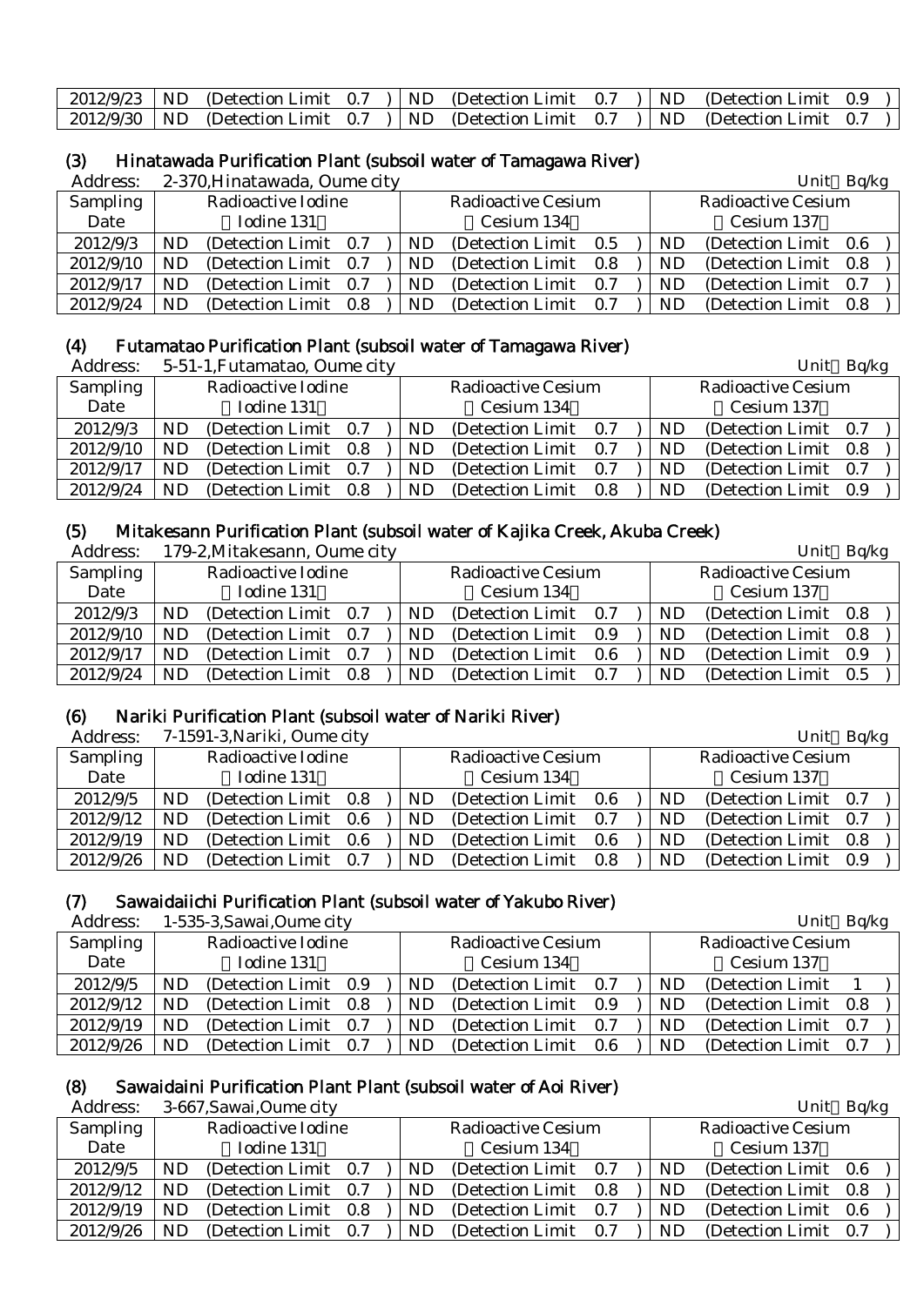| 2012/9/23 | ND | (Detection Limit 0.7 ) | ND | (Detection Limit 0.7 ) | ND | (Detection Limit 0.9 ) |
|---|---|---|---|---|---|---|
| 2012/9/30 | ND | (Detection Limit 0.7 ) | ND | (Detection Limit 0.7 ) | ND | (Detection Limit 0.7 ) |

### (3) Hinatawada Purification Plant (subsoil water of Tamagawa River)

Address: 2-370,Hinatawada, Oume city　　　　　　　　　　　　　　　　　　　　Unit Bq/kg

| Sampling Date | Radioactive Iodine (Iodine 131) | | Radioactive Cesium (Cesium 134) | | Radioactive Cesium (Cesium 137) | |
|---|---|---|---|---|---|---|
| 2012/9/3 | ND | (Detection Limit 0.7 ) | ND | (Detection Limit 0.5 ) | ND | (Detection Limit 0.6 ) |
| 2012/9/10 | ND | (Detection Limit 0.7 ) | ND | (Detection Limit 0.8 ) | ND | (Detection Limit 0.8 ) |
| 2012/9/17 | ND | (Detection Limit 0.7 ) | ND | (Detection Limit 0.7 ) | ND | (Detection Limit 0.7 ) |
| 2012/9/24 | ND | (Detection Limit 0.8 ) | ND | (Detection Limit 0.7 ) | ND | (Detection Limit 0.8 ) |

### (4) Futamatao Purification Plant (subsoil water of Tamagawa River)

Address: 5-51-1,Futamatao, Oume city　　　　　　　　　　　　　　　　　　　　Unit Bq/kg

| Sampling Date | Radioactive Iodine (Iodine 131) | | Radioactive Cesium (Cesium 134) | | Radioactive Cesium (Cesium 137) | |
|---|---|---|---|---|---|---|
| 2012/9/3 | ND | (Detection Limit 0.7 ) | ND | (Detection Limit 0.7 ) | ND | (Detection Limit 0.7 ) |
| 2012/9/10 | ND | (Detection Limit 0.8 ) | ND | (Detection Limit 0.7 ) | ND | (Detection Limit 0.8 ) |
| 2012/9/17 | ND | (Detection Limit 0.7 ) | ND | (Detection Limit 0.7 ) | ND | (Detection Limit 0.7 ) |
| 2012/9/24 | ND | (Detection Limit 0.8 ) | ND | (Detection Limit 0.8 ) | ND | (Detection Limit 0.9 ) |

### (5) Mitakesann Purification Plant (subsoil water of Kajika Creek, Akuba Creek)

Address: 179-2,Mitakesann, Oume city　　　　　　　　　　　　　　　　　　　　Unit Bq/kg

| Sampling Date | Radioactive Iodine (Iodine 131) | | Radioactive Cesium (Cesium 134) | | Radioactive Cesium (Cesium 137) | |
|---|---|---|---|---|---|---|
| 2012/9/3 | ND | (Detection Limit 0.7 ) | ND | (Detection Limit 0.7 ) | ND | (Detection Limit 0.8 ) |
| 2012/9/10 | ND | (Detection Limit 0.7 ) | ND | (Detection Limit 0.9 ) | ND | (Detection Limit 0.8 ) |
| 2012/9/17 | ND | (Detection Limit 0.7 ) | ND | (Detection Limit 0.6 ) | ND | (Detection Limit 0.9 ) |
| 2012/9/24 | ND | (Detection Limit 0.8 ) | ND | (Detection Limit 0.7 ) | ND | (Detection Limit 0.5 ) |

### (6) Nariki Purification Plant (subsoil water of Nariki River)

Address: 7-1591-3,Nariki, Oume city　　　　　　　　　　　　　　　　　　　　Unit Bq/kg

| Sampling Date | Radioactive Iodine (Iodine 131) | | Radioactive Cesium (Cesium 134) | | Radioactive Cesium (Cesium 137) | |
|---|---|---|---|---|---|---|
| 2012/9/5 | ND | (Detection Limit 0.8 ) | ND | (Detection Limit 0.6 ) | ND | (Detection Limit 0.7 ) |
| 2012/9/12 | ND | (Detection Limit 0.6 ) | ND | (Detection Limit 0.7 ) | ND | (Detection Limit 0.7 ) |
| 2012/9/19 | ND | (Detection Limit 0.6 ) | ND | (Detection Limit 0.6 ) | ND | (Detection Limit 0.8 ) |
| 2012/9/26 | ND | (Detection Limit 0.7 ) | ND | (Detection Limit 0.8 ) | ND | (Detection Limit 0.9 ) |

### (7) Sawaidaiichi Purification Plant (subsoil water of Yakubo River)

Address: 1-535-3,Sawai,Oume city　　　　　　　　　　　　　　　　　　　　Unit Bq/kg

| Sampling Date | Radioactive Iodine (Iodine 131) | | Radioactive Cesium (Cesium 134) | | Radioactive Cesium (Cesium 137) | |
|---|---|---|---|---|---|---|
| 2012/9/5 | ND | (Detection Limit 0.9 ) | ND | (Detection Limit 0.7 ) | ND | (Detection Limit 1 ) |
| 2012/9/12 | ND | (Detection Limit 0.8 ) | ND | (Detection Limit 0.9 ) | ND | (Detection Limit 0.8 ) |
| 2012/9/19 | ND | (Detection Limit 0.7 ) | ND | (Detection Limit 0.7 ) | ND | (Detection Limit 0.7 ) |
| 2012/9/26 | ND | (Detection Limit 0.7 ) | ND | (Detection Limit 0.6 ) | ND | (Detection Limit 0.7 ) |

### (8) Sawaidaini Purification Plant Plant (subsoil water of Aoi River)

Address: 3-667,Sawai,Oume city　　　　　　　　　　　　　　　　　　　　Unit Bq/kg

| Sampling Date | Radioactive Iodine (Iodine 131) | | Radioactive Cesium (Cesium 134) | | Radioactive Cesium (Cesium 137) | |
|---|---|---|---|---|---|---|
| 2012/9/5 | ND | (Detection Limit 0.7 ) | ND | (Detection Limit 0.7 ) | ND | (Detection Limit 0.6 ) |
| 2012/9/12 | ND | (Detection Limit 0.7 ) | ND | (Detection Limit 0.8 ) | ND | (Detection Limit 0.8 ) |
| 2012/9/19 | ND | (Detection Limit 0.8 ) | ND | (Detection Limit 0.7 ) | ND | (Detection Limit 0.6 ) |
| 2012/9/26 | ND | (Detection Limit 0.7 ) | ND | (Detection Limit 0.7 ) | ND | (Detection Limit 0.7 ) |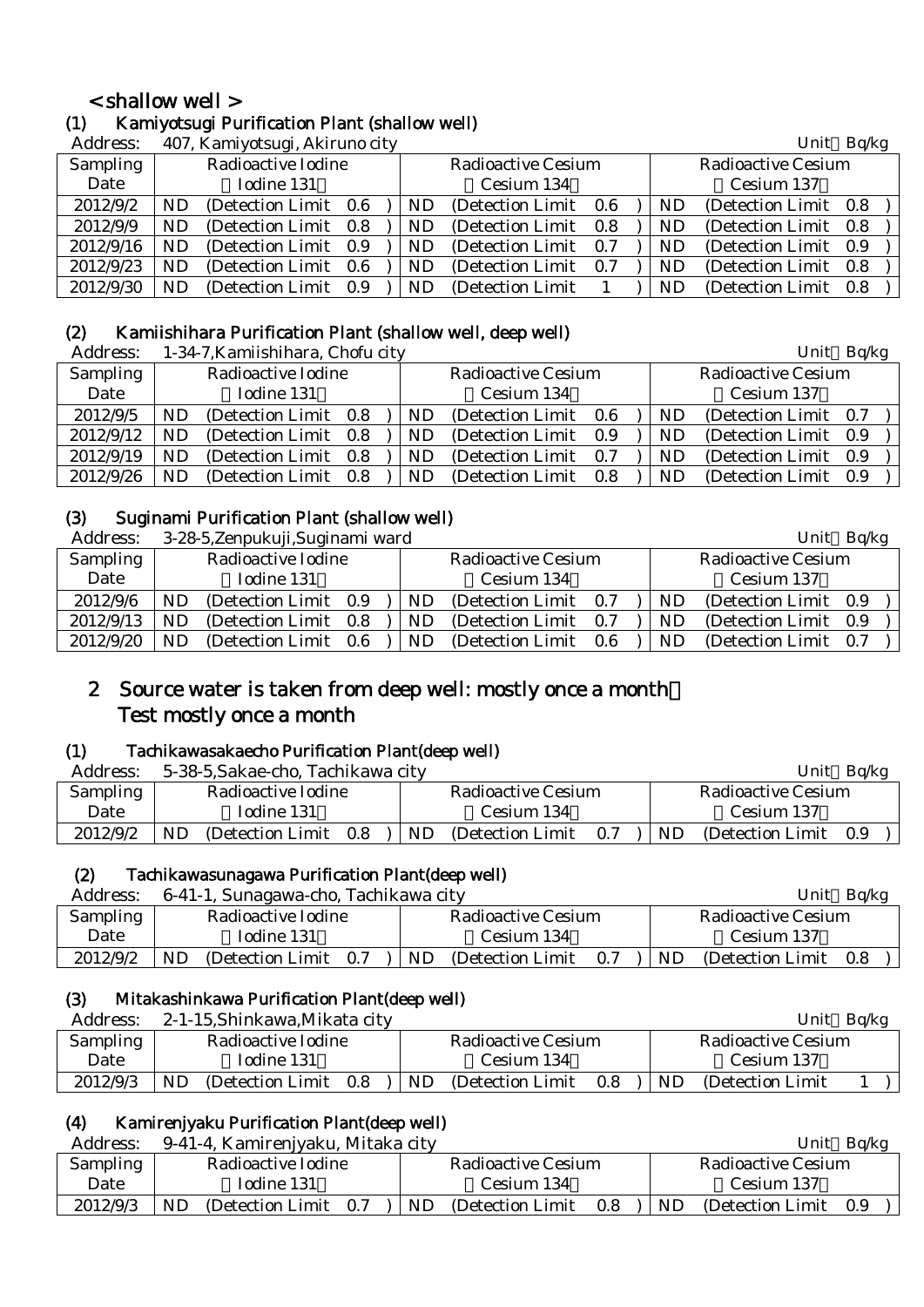## < shallow well >

### (1) Kamiyotsugi Purification Plant (shallow well)

Address: 407, Kamiyotsugi, Akiruno city

Unit Bq/kg

| Sampling Date | Radioactive Iodine (Iodine 131) | Radioactive Cesium (Cesium 134) | Radioactive Cesium (Cesium 137) |
|---|---|---|---|
| 2012/9/2 | ND (Detection Limit 0.6 ) | ND (Detection Limit 0.6 ) | ND (Detection Limit 0.8 ) |
| 2012/9/9 | ND (Detection Limit 0.8 ) | ND (Detection Limit 0.8 ) | ND (Detection Limit 0.8 ) |
| 2012/9/16 | ND (Detection Limit 0.9 ) | ND (Detection Limit 0.7 ) | ND (Detection Limit 0.9 ) |
| 2012/9/23 | ND (Detection Limit 0.6 ) | ND (Detection Limit 0.7 ) | ND (Detection Limit 0.8 ) |
| 2012/9/30 | ND (Detection Limit 0.9 ) | ND (Detection Limit 1 ) | ND (Detection Limit 0.8 ) |

### (2) Kamiishihara Purification Plant (shallow well, deep well)

Address: 1-34-7,Kamiishihara, Chofu city

Unit Bq/kg

| Sampling Date | Radioactive Iodine (Iodine 131) | Radioactive Cesium (Cesium 134) | Radioactive Cesium (Cesium 137) |
|---|---|---|---|
| 2012/9/5 | ND (Detection Limit 0.8 ) | ND (Detection Limit 0.6 ) | ND (Detection Limit 0.7 ) |
| 2012/9/12 | ND (Detection Limit 0.8 ) | ND (Detection Limit 0.9 ) | ND (Detection Limit 0.9 ) |
| 2012/9/19 | ND (Detection Limit 0.8 ) | ND (Detection Limit 0.7 ) | ND (Detection Limit 0.9 ) |
| 2012/9/26 | ND (Detection Limit 0.8 ) | ND (Detection Limit 0.8 ) | ND (Detection Limit 0.9 ) |

### (3) Suginami Purification Plant (shallow well)

Address: 3-28-5,Zenpukuji,Suginami ward

Unit Bq/kg

| Sampling Date | Radioactive Iodine (Iodine 131) | Radioactive Cesium (Cesium 134) | Radioactive Cesium (Cesium 137) |
|---|---|---|---|
| 2012/9/6 | ND (Detection Limit 0.9 ) | ND (Detection Limit 0.7 ) | ND (Detection Limit 0.9 ) |
| 2012/9/13 | ND (Detection Limit 0.8 ) | ND (Detection Limit 0.7 ) | ND (Detection Limit 0.9 ) |
| 2012/9/20 | ND (Detection Limit 0.6 ) | ND (Detection Limit 0.6 ) | ND (Detection Limit 0.7 ) |

## 2 Source water is taken from deep well: mostly once a month  
Test mostly once a month

### (1) Tachikawasakaecho Purification Plant(deep well)

Address: 5-38-5,Sakae-cho, Tachikawa city

Unit Bq/kg

| Sampling Date | Radioactive Iodine (Iodine 131) | Radioactive Cesium (Cesium 134) | Radioactive Cesium (Cesium 137) |
|---|---|---|---|
| 2012/9/2 | ND (Detection Limit 0.8 ) | ND (Detection Limit 0.7 ) | ND (Detection Limit 0.9 ) |

### (2) Tachikawasunagawa Purification Plant(deep well)

Address: 6-41-1, Sunagawa-cho, Tachikawa city

Unit Bq/kg

| Sampling Date | Radioactive Iodine (Iodine 131) | Radioactive Cesium (Cesium 134) | Radioactive Cesium (Cesium 137) |
|---|---|---|---|
| 2012/9/2 | ND (Detection Limit 0.7 ) | ND (Detection Limit 0.7 ) | ND (Detection Limit 0.8 ) |

### (3) Mitakashinkawa Purification Plant(deep well)

Address: 2-1-15,Shinkawa,Mikata city

Unit Bq/kg

| Sampling Date | Radioactive Iodine (Iodine 131) | Radioactive Cesium (Cesium 134) | Radioactive Cesium (Cesium 137) |
|---|---|---|---|
| 2012/9/3 | ND (Detection Limit 0.8 ) | ND (Detection Limit 0.8 ) | ND (Detection Limit 1 ) |

### (4) Kamirenjyaku Purification Plant(deep well)

Address: 9-41-4, Kamirenjyaku, Mitaka city

Unit Bq/kg

| Sampling Date | Radioactive Iodine (Iodine 131) | Radioactive Cesium (Cesium 134) | Radioactive Cesium (Cesium 137) |
|---|---|---|---|
| 2012/9/3 | ND (Detection Limit 0.7 ) | ND (Detection Limit 0.8 ) | ND (Detection Limit 0.9 ) |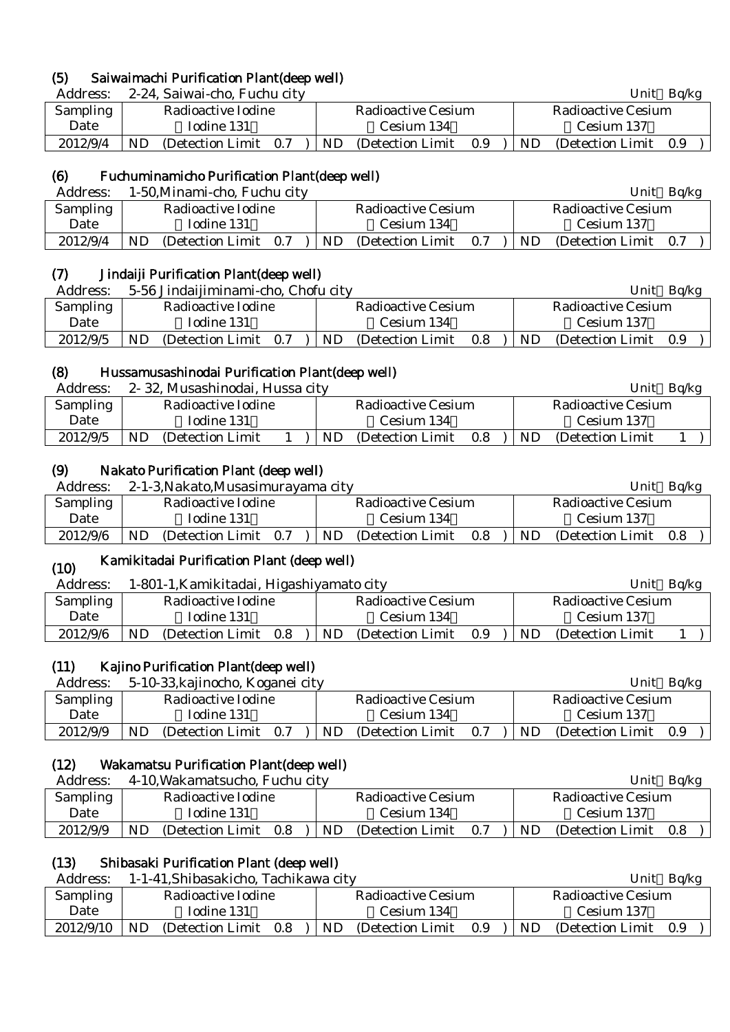### (5) Saiwaimachi Purification Plant(deep well)

Address: 2-24, Saiwai-cho, Fuchu city

Unit：Bq/kg

| Sampling Date | Radioactive Iodine （Iodine 131） | Radioactive Cesium （Cesium 134） | Radioactive Cesium （Cesium 137） |
|---|---|---|---|
| 2012/9/4 | ND (Detection Limit 0.7 ) | ND (Detection Limit 0.9 ) | ND (Detection Limit 0.9 ) |

### (6) Fuchuminamicho Purification Plant(deep well)

Address: 1-50,Minami-cho, Fuchu city

Unit：Bq/kg

| Sampling Date | Radioactive Iodine （Iodine 131） | Radioactive Cesium （Cesium 134） | Radioactive Cesium （Cesium 137） |
|---|---|---|---|
| 2012/9/4 | ND (Detection Limit 0.7 ) | ND (Detection Limit 0.7 ) | ND (Detection Limit 0.7 ) |

### (7) Jindaiji Purification Plant(deep well)

Address: 5-56 Jindaijiminami-cho, Chofu city

Unit：Bq/kg

| Sampling Date | Radioactive Iodine （Iodine 131） | Radioactive Cesium （Cesium 134） | Radioactive Cesium （Cesium 137） |
|---|---|---|---|
| 2012/9/5 | ND (Detection Limit 0.7 ) | ND (Detection Limit 0.8 ) | ND (Detection Limit 0.9 ) |

### (8) Hussamusashinodai Purification Plant(deep well)

Address: 2- 32, Musashinodai, Hussa city

Unit：Bq/kg

| Sampling Date | Radioactive Iodine （Iodine 131） | Radioactive Cesium （Cesium 134） | Radioactive Cesium （Cesium 137） |
|---|---|---|---|
| 2012/9/5 | ND (Detection Limit 1 ) | ND (Detection Limit 0.8 ) | ND (Detection Limit 1 ) |

### (9) Nakato Purification Plant (deep well)

Address: 2-1-3,Nakato,Musasimurayama city

Unit：Bq/kg

| Sampling Date | Radioactive Iodine （Iodine 131） | Radioactive Cesium （Cesium 134） | Radioactive Cesium （Cesium 137） |
|---|---|---|---|
| 2012/9/6 | ND (Detection Limit 0.7 ) | ND (Detection Limit 0.8 ) | ND (Detection Limit 0.8 ) |

### (10) Kamikitadai Purification Plant (deep well)

Address: 1-801-1,Kamikitadai, Higashiyamato city

Unit：Bq/kg

| Sampling Date | Radioactive Iodine （Iodine 131） | Radioactive Cesium （Cesium 134） | Radioactive Cesium （Cesium 137） |
|---|---|---|---|
| 2012/9/6 | ND (Detection Limit 0.8 ) | ND (Detection Limit 0.9 ) | ND (Detection Limit 1 ) |

### (11) Kajino Purification Plant(deep well)

Address: 5-10-33,kajinocho, Koganei city

Unit：Bq/kg

| Sampling Date | Radioactive Iodine （Iodine 131） | Radioactive Cesium （Cesium 134） | Radioactive Cesium （Cesium 137） |
|---|---|---|---|
| 2012/9/9 | ND (Detection Limit 0.7 ) | ND (Detection Limit 0.7 ) | ND (Detection Limit 0.9 ) |

### (12) Wakamatsu Purification Plant(deep well)

Address: 4-10,Wakamatsucho, Fuchu city

Unit：Bq/kg

| Sampling Date | Radioactive Iodine （Iodine 131） | Radioactive Cesium （Cesium 134） | Radioactive Cesium （Cesium 137） |
|---|---|---|---|
| 2012/9/9 | ND (Detection Limit 0.8 ) | ND (Detection Limit 0.7 ) | ND (Detection Limit 0.8 ) |

### (13) Shibasaki Purification Plant (deep well)

Address: 1-1-41,Shibasakicho, Tachikawa city

Unit：Bq/kg

| Sampling Date | Radioactive Iodine （Iodine 131） | Radioactive Cesium （Cesium 134） | Radioactive Cesium （Cesium 137） |
|---|---|---|---|
| 2012/9/10 | ND (Detection Limit 0.8 ) | ND (Detection Limit 0.9 ) | ND (Detection Limit 0.9 ) |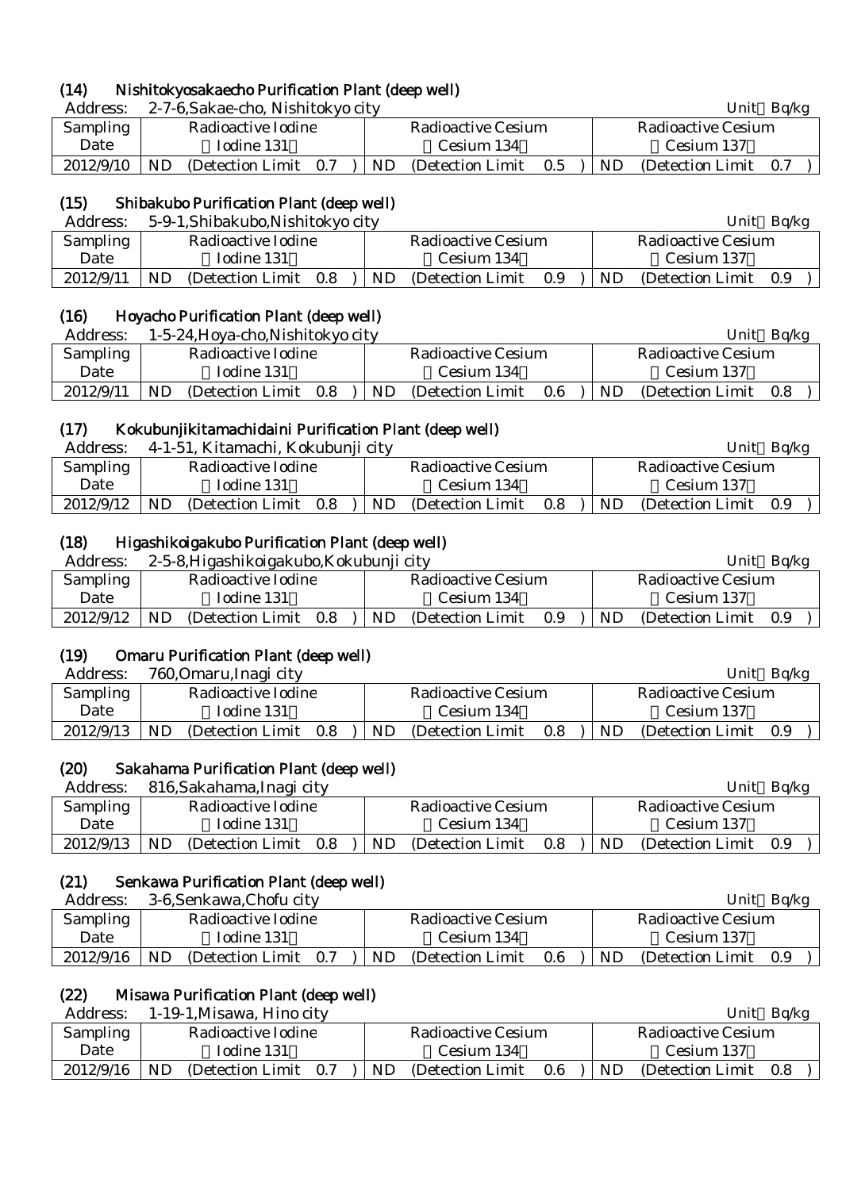### (14) Nishitokyosakaecho Purification Plant (deep well)

Address: 2-7-6,Sakae-cho, Nishitokyo city Unit：Bq/kg

| Sampling Date | Radioactive Iodine （Iodine 131） | Radioactive Cesium （Cesium 134） | Radioactive Cesium （Cesium 137） |
|---|---|---|---|
| 2012/9/10 | ND (Detection Limit 0.7 ) | ND (Detection Limit 0.5 ) | ND (Detection Limit 0.7 ) |

### (15) Shibakubo Purification Plant (deep well)

Address: 5-9-1,Shibakubo,Nishitokyo city Unit：Bq/kg

| Sampling Date | Radioactive Iodine （Iodine 131） | Radioactive Cesium （Cesium 134） | Radioactive Cesium （Cesium 137） |
|---|---|---|---|
| 2012/9/11 | ND (Detection Limit 0.8 ) | ND (Detection Limit 0.9 ) | ND (Detection Limit 0.9 ) |

### (16) Hoyacho Purification Plant (deep well)

Address: 1-5-24,Hoya-cho,Nishitokyo city Unit：Bq/kg

| Sampling Date | Radioactive Iodine （Iodine 131） | Radioactive Cesium （Cesium 134） | Radioactive Cesium （Cesium 137） |
|---|---|---|---|
| 2012/9/11 | ND (Detection Limit 0.8 ) | ND (Detection Limit 0.6 ) | ND (Detection Limit 0.8 ) |

### (17) Kokubunjikitamachidaini Purification Plant (deep well)

Address: 4-1-51, Kitamachi, Kokubunji city Unit：Bq/kg

| Sampling Date | Radioactive Iodine （Iodine 131） | Radioactive Cesium （Cesium 134） | Radioactive Cesium （Cesium 137） |
|---|---|---|---|
| 2012/9/12 | ND (Detection Limit 0.8 ) | ND (Detection Limit 0.8 ) | ND (Detection Limit 0.9 ) |

### (18) Higashikoigakubo Purification Plant (deep well)

Address: 2-5-8,Higashikoigakubo,Kokubunji city Unit：Bq/kg

| Sampling Date | Radioactive Iodine （Iodine 131） | Radioactive Cesium （Cesium 134） | Radioactive Cesium （Cesium 137） |
|---|---|---|---|
| 2012/9/12 | ND (Detection Limit 0.8 ) | ND (Detection Limit 0.9 ) | ND (Detection Limit 0.9 ) |

### (19) Omaru Purification Plant (deep well)

Address: 760,Omaru,Inagi city Unit：Bq/kg

| Sampling Date | Radioactive Iodine （Iodine 131） | Radioactive Cesium （Cesium 134） | Radioactive Cesium （Cesium 137） |
|---|---|---|---|
| 2012/9/13 | ND (Detection Limit 0.8 ) | ND (Detection Limit 0.8 ) | ND (Detection Limit 0.9 ) |

### (20) Sakahama Purification Plant (deep well)

Address: 816,Sakahama,Inagi city Unit：Bq/kg

| Sampling Date | Radioactive Iodine （Iodine 131） | Radioactive Cesium （Cesium 134） | Radioactive Cesium （Cesium 137） |
|---|---|---|---|
| 2012/9/13 | ND (Detection Limit 0.8 ) | ND (Detection Limit 0.8 ) | ND (Detection Limit 0.9 ) |

### (21) Senkawa Purification Plant (deep well)

Address: 3-6,Senkawa,Chofu city Unit：Bq/kg

| Sampling Date | Radioactive Iodine （Iodine 131） | Radioactive Cesium （Cesium 134） | Radioactive Cesium （Cesium 137） |
|---|---|---|---|
| 2012/9/16 | ND (Detection Limit 0.7 ) | ND (Detection Limit 0.6 ) | ND (Detection Limit 0.9 ) |

### (22) Misawa Purification Plant (deep well)

Address: 1-19-1,Misawa, Hino city Unit：Bq/kg

| Sampling Date | Radioactive Iodine （Iodine 131） | Radioactive Cesium （Cesium 134） | Radioactive Cesium （Cesium 137） |
|---|---|---|---|
| 2012/9/16 | ND (Detection Limit 0.7 ) | ND (Detection Limit 0.6 ) | ND (Detection Limit 0.8 ) |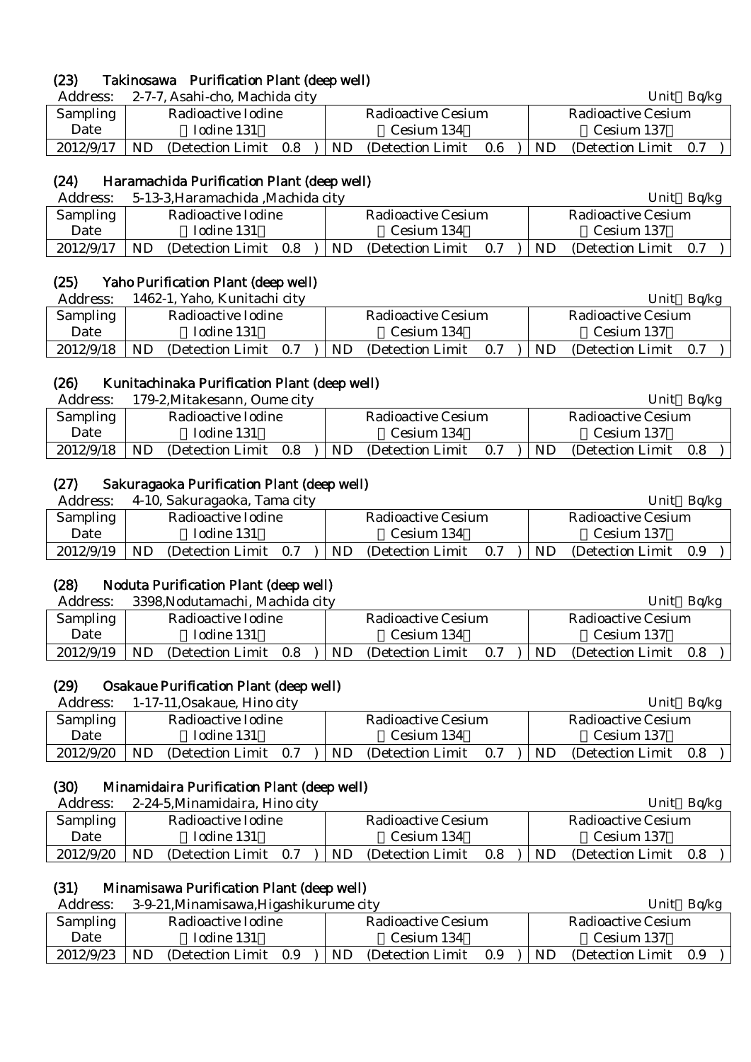### (23) Takinosawa Purification Plant (deep well)

Address: 2-7-7, Asahi-cho, Machida city　　Unit：Bq/kg

| Sampling Date | Radioactive Iodine （Iodine 131） | Radioactive Cesium （Cesium 134） | Radioactive Cesium （Cesium 137） |
|---|---|---|---|
| 2012/9/17 | ND (Detection Limit 0.8 ) | ND (Detection Limit 0.6 ) | ND (Detection Limit 0.7 ) |

### (24) Haramachida Purification Plant (deep well)

Address: 5-13-3,Haramachida ,Machida city　　Unit：Bq/kg

| Sampling Date | Radioactive Iodine （Iodine 131） | Radioactive Cesium （Cesium 134） | Radioactive Cesium （Cesium 137） |
|---|---|---|---|
| 2012/9/17 | ND (Detection Limit 0.8 ) | ND (Detection Limit 0.7 ) | ND (Detection Limit 0.7 ) |

### (25) Yaho Purification Plant (deep well)

Address: 1462-1, Yaho, Kunitachi city　　Unit：Bq/kg

| Sampling Date | Radioactive Iodine （Iodine 131） | Radioactive Cesium （Cesium 134） | Radioactive Cesium （Cesium 137） |
|---|---|---|---|
| 2012/9/18 | ND (Detection Limit 0.7 ) | ND (Detection Limit 0.7 ) | ND (Detection Limit 0.7 ) |

### (26) Kunitachinaka Purification Plant (deep well)

Address: 179-2,Mitakesann, Oume city　　Unit：Bq/kg

| Sampling Date | Radioactive Iodine （Iodine 131） | Radioactive Cesium （Cesium 134） | Radioactive Cesium （Cesium 137） |
|---|---|---|---|
| 2012/9/18 | ND (Detection Limit 0.8 ) | ND (Detection Limit 0.7 ) | ND (Detection Limit 0.8 ) |

### (27) Sakuragaoka Purification Plant (deep well)

Address: 4-10, Sakuragaoka, Tama city　　Unit：Bq/kg

| Sampling Date | Radioactive Iodine （Iodine 131） | Radioactive Cesium （Cesium 134） | Radioactive Cesium （Cesium 137） |
|---|---|---|---|
| 2012/9/19 | ND (Detection Limit 0.7 ) | ND (Detection Limit 0.7 ) | ND (Detection Limit 0.9 ) |

### (28) Noduta Purification Plant (deep well)

Address: 3398,Nodutamachi, Machida city　　Unit：Bq/kg

| Sampling Date | Radioactive Iodine （Iodine 131） | Radioactive Cesium （Cesium 134） | Radioactive Cesium （Cesium 137） |
|---|---|---|---|
| 2012/9/19 | ND (Detection Limit 0.8 ) | ND (Detection Limit 0.7 ) | ND (Detection Limit 0.8 ) |

### (29) Osakaue Purification Plant (deep well)

Address: 1-17-11,Osakaue, Hino city　　Unit：Bq/kg

| Sampling Date | Radioactive Iodine （Iodine 131） | Radioactive Cesium （Cesium 134） | Radioactive Cesium （Cesium 137） |
|---|---|---|---|
| 2012/9/20 | ND (Detection Limit 0.7 ) | ND (Detection Limit 0.7 ) | ND (Detection Limit 0.8 ) |

### (30) Minamidaira Purification Plant (deep well)

Address: 2-24-5,Minamidaira, Hino city　　Unit：Bq/kg

| Sampling Date | Radioactive Iodine （Iodine 131） | Radioactive Cesium （Cesium 134） | Radioactive Cesium （Cesium 137） |
|---|---|---|---|
| 2012/9/20 | ND (Detection Limit 0.7 ) | ND (Detection Limit 0.8 ) | ND (Detection Limit 0.8 ) |

### (31) Minamisawa Purification Plant (deep well)

Address: 3-9-21,Minamisawa,Higashikurume city　　Unit：Bq/kg

| Sampling Date | Radioactive Iodine （Iodine 131） | Radioactive Cesium （Cesium 134） | Radioactive Cesium （Cesium 137） |
|---|---|---|---|
| 2012/9/23 | ND (Detection Limit 0.9 ) | ND (Detection Limit 0.9 ) | ND (Detection Limit 0.9 ) |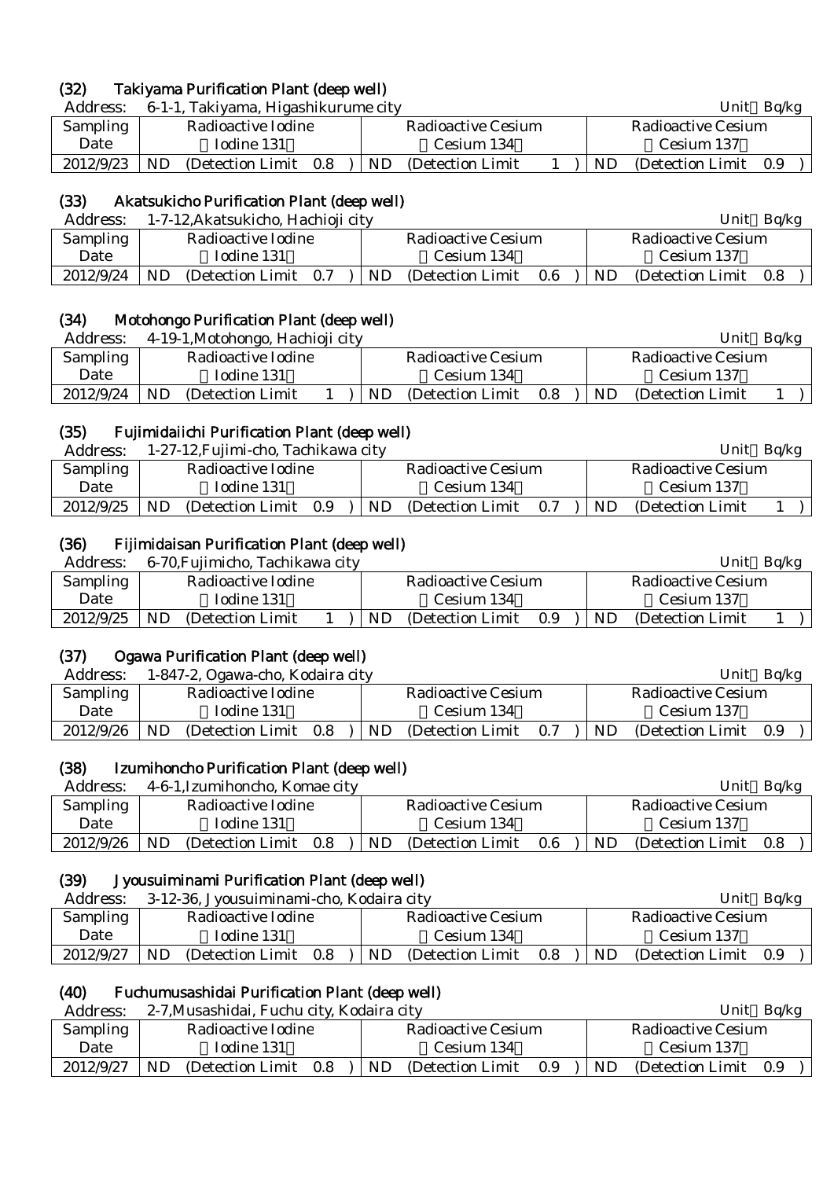## (32) Takiyama Purification Plant (deep well)

Address: 6-1-1, Takiyama, Higashikurume city

Unit：Bq/kg

| Sampling Date | Radioactive Iodine （Iodine 131） | Radioactive Cesium （Cesium 134） | Radioactive Cesium （Cesium 137） |
|---|---|---|---|
| 2012/9/23 | ND (Detection Limit 0.8 ) | ND (Detection Limit 1 ) | ND (Detection Limit 0.9 ) |

## (33) Akatsukicho Purification Plant (deep well)

Address: 1-7-12,Akatsukicho, Hachioji city

Unit：Bq/kg

| Sampling Date | Radioactive Iodine （Iodine 131） | Radioactive Cesium （Cesium 134） | Radioactive Cesium （Cesium 137） |
|---|---|---|---|
| 2012/9/24 | ND (Detection Limit 0.7 ) | ND (Detection Limit 0.6 ) | ND (Detection Limit 0.8 ) |

## (34) Motohongo Purification Plant (deep well)

Address: 4-19-1,Motohongo, Hachioji city

Unit：Bq/kg

| Sampling Date | Radioactive Iodine （Iodine 131） | Radioactive Cesium （Cesium 134） | Radioactive Cesium （Cesium 137） |
|---|---|---|---|
| 2012/9/24 | ND (Detection Limit 1 ) | ND (Detection Limit 0.8 ) | ND (Detection Limit 1 ) |

## (35) Fujimidaiichi Purification Plant (deep well)

Address: 1-27-12,Fujimi-cho, Tachikawa city

Unit：Bq/kg

| Sampling Date | Radioactive Iodine （Iodine 131） | Radioactive Cesium （Cesium 134） | Radioactive Cesium （Cesium 137） |
|---|---|---|---|
| 2012/9/25 | ND (Detection Limit 0.9 ) | ND (Detection Limit 0.7 ) | ND (Detection Limit 1 ) |

## (36) Fijimidaisan Purification Plant (deep well)

Address: 6-70,Fujimicho, Tachikawa city

Unit：Bq/kg

| Sampling Date | Radioactive Iodine （Iodine 131） | Radioactive Cesium （Cesium 134） | Radioactive Cesium （Cesium 137） |
|---|---|---|---|
| 2012/9/25 | ND (Detection Limit 1 ) | ND (Detection Limit 0.9 ) | ND (Detection Limit 1 ) |

## (37) Ogawa Purification Plant (deep well)

Address: 1-847-2, Ogawa-cho, Kodaira city

Unit：Bq/kg

| Sampling Date | Radioactive Iodine （Iodine 131） | Radioactive Cesium （Cesium 134） | Radioactive Cesium （Cesium 137） |
|---|---|---|---|
| 2012/9/26 | ND (Detection Limit 0.8 ) | ND (Detection Limit 0.7 ) | ND (Detection Limit 0.9 ) |

## (38) Izumihoncho Purification Plant (deep well)

Address: 4-6-1,Izumihoncho, Komae city

Unit：Bq/kg

| Sampling Date | Radioactive Iodine （Iodine 131） | Radioactive Cesium （Cesium 134） | Radioactive Cesium （Cesium 137） |
|---|---|---|---|
| 2012/9/26 | ND (Detection Limit 0.8 ) | ND (Detection Limit 0.6 ) | ND (Detection Limit 0.8 ) |

## (39) Jyousuiminami Purification Plant (deep well)

Address: 3-12-36, Jyousuiminami-cho, Kodaira city

Unit：Bq/kg

| Sampling Date | Radioactive Iodine （Iodine 131） | Radioactive Cesium （Cesium 134） | Radioactive Cesium （Cesium 137） |
|---|---|---|---|
| 2012/9/27 | ND (Detection Limit 0.8 ) | ND (Detection Limit 0.8 ) | ND (Detection Limit 0.9 ) |

## (40) Fuchumusashidai Purification Plant (deep well)

Address: 2-7,Musashidai, Fuchu city, Kodaira city

Unit：Bq/kg

| Sampling Date | Radioactive Iodine （Iodine 131） | Radioactive Cesium （Cesium 134） | Radioactive Cesium （Cesium 137） |
|---|---|---|---|
| 2012/9/27 | ND (Detection Limit 0.8 ) | ND (Detection Limit 0.9 ) | ND (Detection Limit 0.9 ) |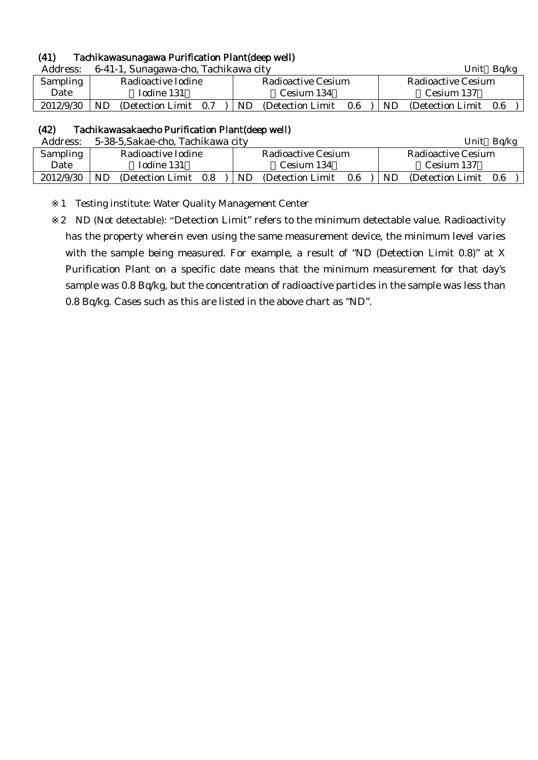### (41) Tachikawasunagawa Purification Plant(deep well)

Address: 6-41-1, Sunagawa-cho, Tachikawa city

Unit：Bq/kg

| Sampling Date | Radioactive Iodine （Iodine 131） | Radioactive Cesium （Cesium 134） | Radioactive Cesium （Cesium 137） |
|---|---|---|---|
| 2012/9/30 | ND (Detection Limit 0.7 ) | ND (Detection Limit 0.6 ) | ND (Detection Limit 0.6 ) |

### (42) Tachikawasakaecho Purification Plant(deep well)

Address: 5-38-5,Sakae-cho, Tachikawa city

Unit：Bq/kg

| Sampling Date | Radioactive Iodine （Iodine 131） | Radioactive Cesium （Cesium 134） | Radioactive Cesium （Cesium 137） |
|---|---|---|---|
| 2012/9/30 | ND (Detection Limit 0.8 ) | ND (Detection Limit 0.6 ) | ND (Detection Limit 0.6 ) |

※1 Testing institute: Water Quality Management Center

※2 ND (Not detectable): "Detection Limit" refers to the minimum detectable value. Radioactivity has the property wherein even using the same measurement device, the minimum level varies with the sample being measured. For example, a result of "ND (Detection Limit 0.8)" at X Purification Plant on a specific date means that the minimum measurement for that day's sample was 0.8 Bq/kg, but the concentration of radioactive particles in the sample was less than 0.8 Bq/kg. Cases such as this are listed in the above chart as "ND".